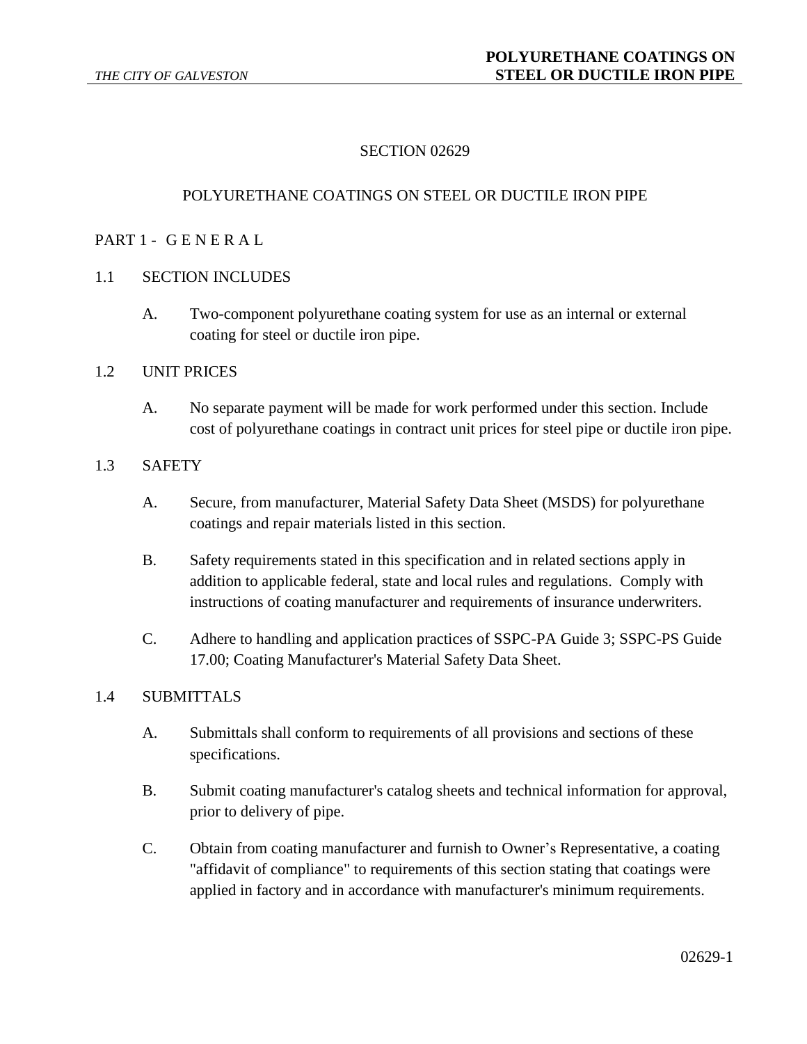# SECTION 02629

# POLYURETHANE COATINGS ON STEEL OR DUCTILE IRON PIPE

## PART 1 - G E N E R A L

### 1.1 SECTION INCLUDES

A. Two-component polyurethane coating system for use as an internal or external coating for steel or ductile iron pipe.

### 1.2 UNIT PRICES

A. No separate payment will be made for work performed under this section. Include cost of polyurethane coatings in contract unit prices for steel pipe or ductile iron pipe.

### 1.3 SAFETY

A. Secure, from manufacturer, Material Safety Data Sheet (MSDS) for polyurethane coatings and repair materials listed in this section.

B. Safety requirements stated in this specification and in related sections apply in addition to applicable federal, state and local rules and regulations. Comply with instructions of coating manufacturer and requirements of insurance underwriters.

C. Adhere to handling and application practices of SSPC-PA Guide 3; SSPC-PS Guide 17.00; Coating Manufacturer's Material Safety Data Sheet.

### 1.4 SUBMITTALS

A. Submittals shall conform to requirements of all provisions and sections of these specifications.

B. Submit coating manufacturer's catalog sheets and technical information for approval, prior to delivery of pipe.

C. Obtain from coating manufacturer and furnish to Owner's Representative, a coating "affidavit of compliance" to requirements of this section stating that coatings were applied in factory and in accordance with manufacturer's minimum requirements.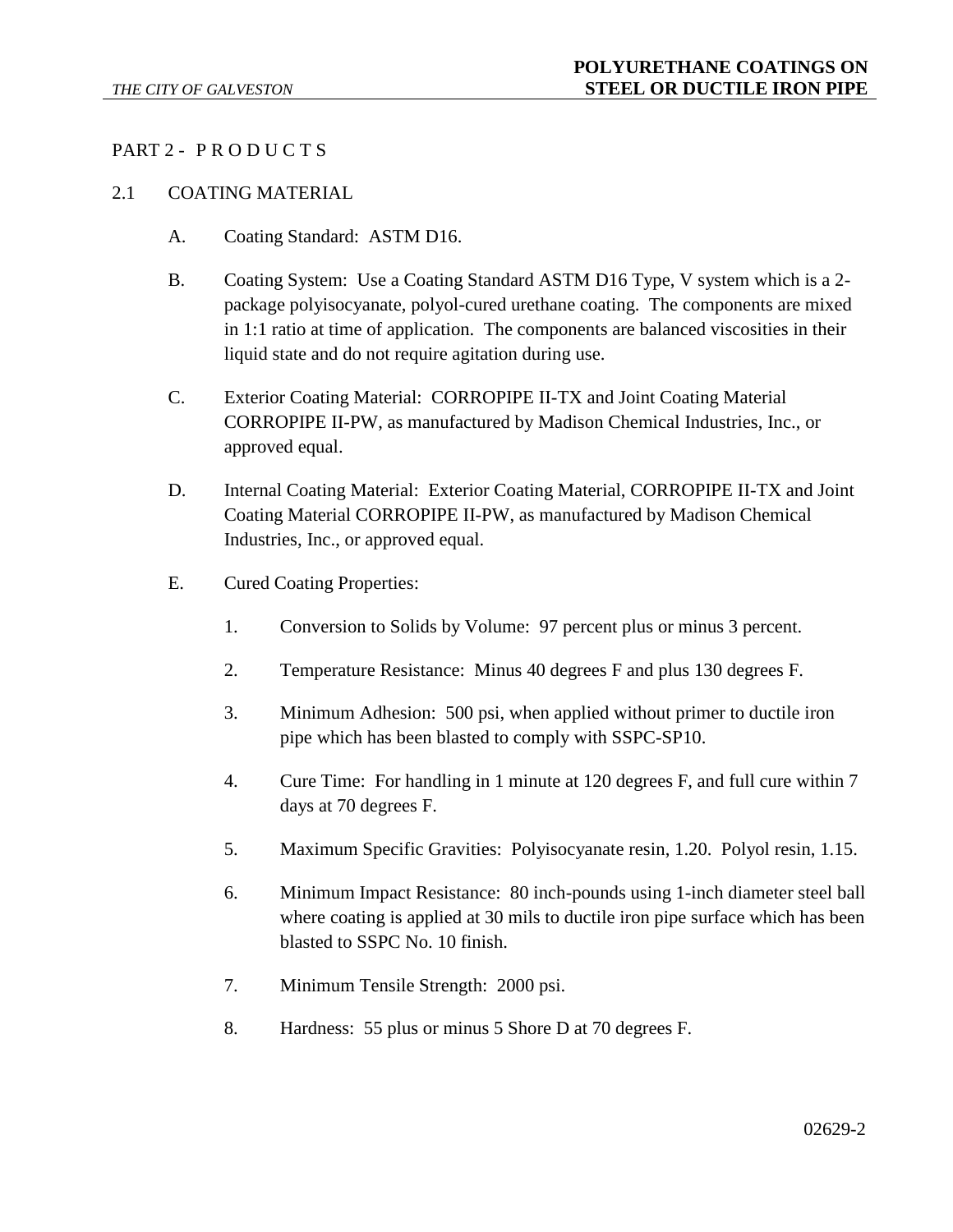## PART 2 - P R O D U C T S

### 2.1 COATING MATERIAL

A. Coating Standard: ASTM D16.

B. Coating System: Use a Coating Standard ASTM D16 Type, V system which is a 2-package polyisocyanate, polyol-cured urethane coating. The components are mixed in 1:1 ratio at time of application. The components are balanced viscosities in their liquid state and do not require agitation during use.

C. Exterior Coating Material: CORROPIPE II-TX and Joint Coating Material CORROPIPE II-PW, as manufactured by Madison Chemical Industries, Inc., or approved equal.

D. Internal Coating Material: Exterior Coating Material, CORROPIPE II-TX and Joint Coating Material CORROPIPE II-PW, as manufactured by Madison Chemical Industries, Inc., or approved equal.

E. Cured Coating Properties:

1. Conversion to Solids by Volume: 97 percent plus or minus 3 percent.
2. Temperature Resistance: Minus 40 degrees F and plus 130 degrees F.
3. Minimum Adhesion: 500 psi, when applied without primer to ductile iron pipe which has been blasted to comply with SSPC-SP10.
4. Cure Time: For handling in 1 minute at 120 degrees F, and full cure within 7 days at 70 degrees F.
5. Maximum Specific Gravities: Polyisocyanate resin, 1.20. Polyol resin, 1.15.
6. Minimum Impact Resistance: 80 inch-pounds using 1-inch diameter steel ball where coating is applied at 30 mils to ductile iron pipe surface which has been blasted to SSPC No. 10 finish.
7. Minimum Tensile Strength: 2000 psi.
8. Hardness: 55 plus or minus 5 Shore D at 70 degrees F.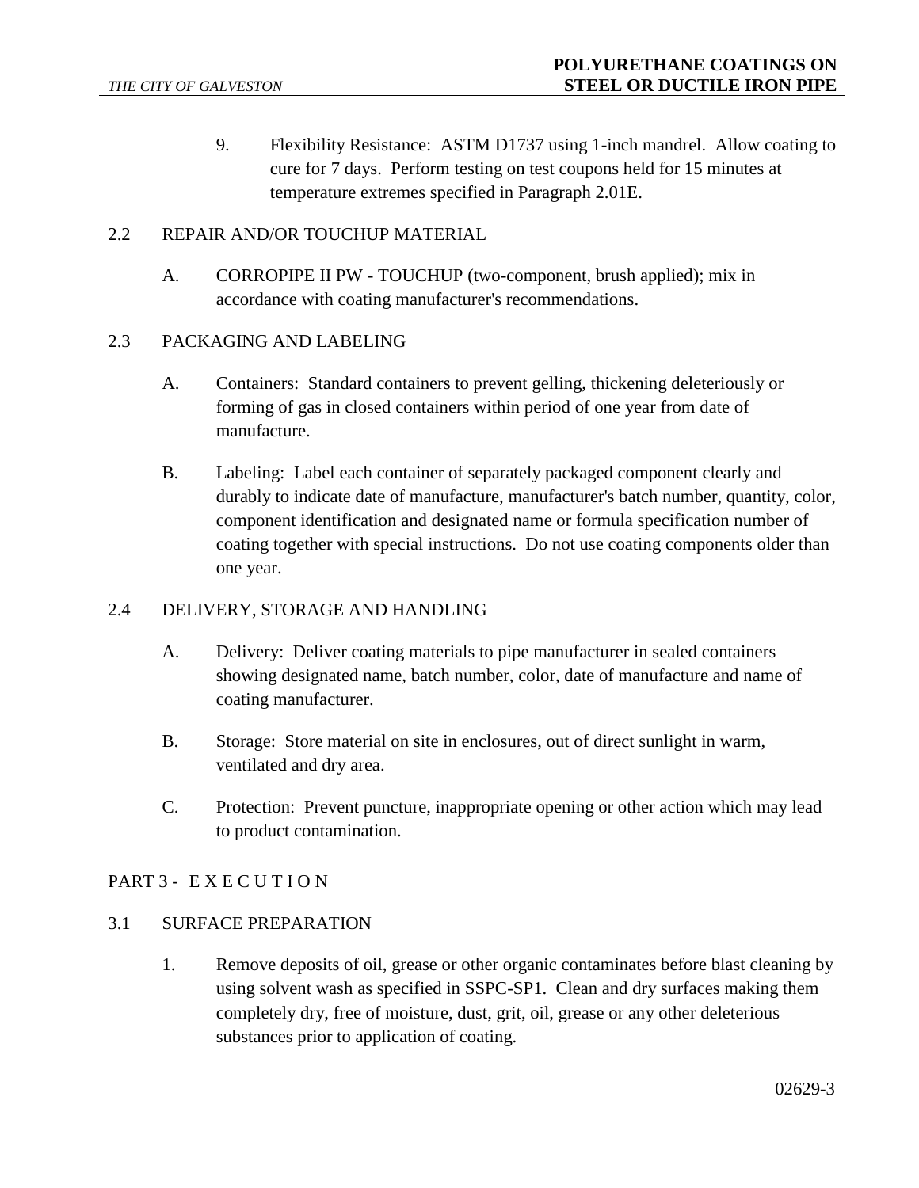9. Flexibility Resistance: ASTM D1737 using 1-inch mandrel. Allow coating to cure for 7 days. Perform testing on test coupons held for 15 minutes at temperature extremes specified in Paragraph 2.01E.

## 2.2 REPAIR AND/OR TOUCHUP MATERIAL

A. CORROPIPE II PW - TOUCHUP (two-component, brush applied); mix in accordance with coating manufacturer's recommendations.

## 2.3 PACKAGING AND LABELING

A. Containers: Standard containers to prevent gelling, thickening deleteriously or forming of gas in closed containers within period of one year from date of manufacture.

B. Labeling: Label each container of separately packaged component clearly and durably to indicate date of manufacture, manufacturer's batch number, quantity, color, component identification and designated name or formula specification number of coating together with special instructions. Do not use coating components older than one year.

## 2.4 DELIVERY, STORAGE AND HANDLING

A. Delivery: Deliver coating materials to pipe manufacturer in sealed containers showing designated name, batch number, color, date of manufacture and name of coating manufacturer.

B. Storage: Store material on site in enclosures, out of direct sunlight in warm, ventilated and dry area.

C. Protection: Prevent puncture, inappropriate opening or other action which may lead to product contamination.

# PART 3 - E X E C U T I O N

## 3.1 SURFACE PREPARATION

1. Remove deposits of oil, grease or other organic contaminates before blast cleaning by using solvent wash as specified in SSPC-SP1. Clean and dry surfaces making them completely dry, free of moisture, dust, grit, oil, grease or any other deleterious substances prior to application of coating.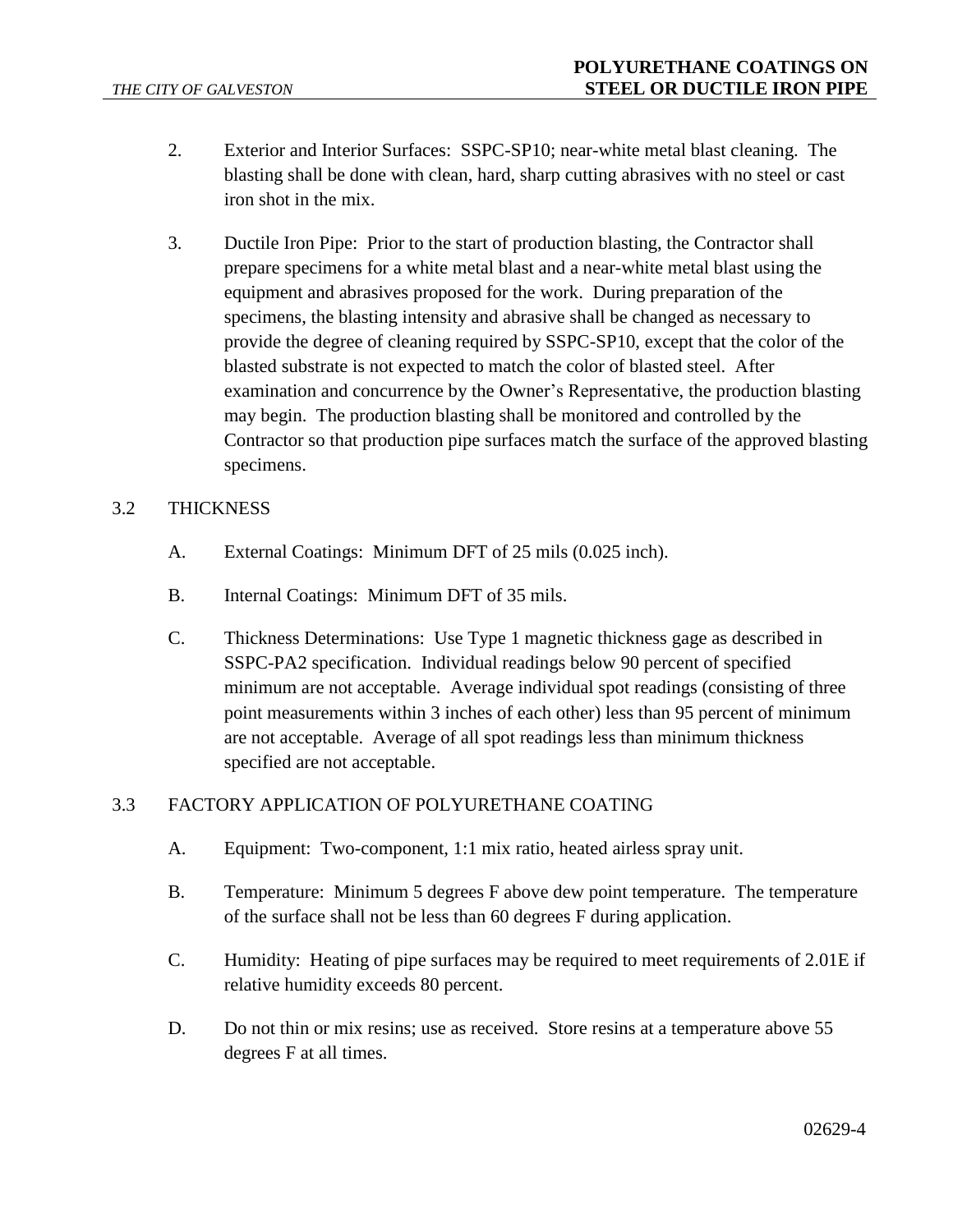2. Exterior and Interior Surfaces: SSPC-SP10; near-white metal blast cleaning. The blasting shall be done with clean, hard, sharp cutting abrasives with no steel or cast iron shot in the mix.

3. Ductile Iron Pipe: Prior to the start of production blasting, the Contractor shall prepare specimens for a white metal blast and a near-white metal blast using the equipment and abrasives proposed for the work. During preparation of the specimens, the blasting intensity and abrasive shall be changed as necessary to provide the degree of cleaning required by SSPC-SP10, except that the color of the blasted substrate is not expected to match the color of blasted steel. After examination and concurrence by the Owner's Representative, the production blasting may begin. The production blasting shall be monitored and controlled by the Contractor so that production pipe surfaces match the surface of the approved blasting specimens.

## 3.2 THICKNESS

A. External Coatings: Minimum DFT of 25 mils (0.025 inch).

B. Internal Coatings: Minimum DFT of 35 mils.

C. Thickness Determinations: Use Type 1 magnetic thickness gage as described in SSPC-PA2 specification. Individual readings below 90 percent of specified minimum are not acceptable. Average individual spot readings (consisting of three point measurements within 3 inches of each other) less than 95 percent of minimum are not acceptable. Average of all spot readings less than minimum thickness specified are not acceptable.

## 3.3 FACTORY APPLICATION OF POLYURETHANE COATING

A. Equipment: Two-component, 1:1 mix ratio, heated airless spray unit.

B. Temperature: Minimum 5 degrees F above dew point temperature. The temperature of the surface shall not be less than 60 degrees F during application.

C. Humidity: Heating of pipe surfaces may be required to meet requirements of 2.01E if relative humidity exceeds 80 percent.

D. Do not thin or mix resins; use as received. Store resins at a temperature above 55 degrees F at all times.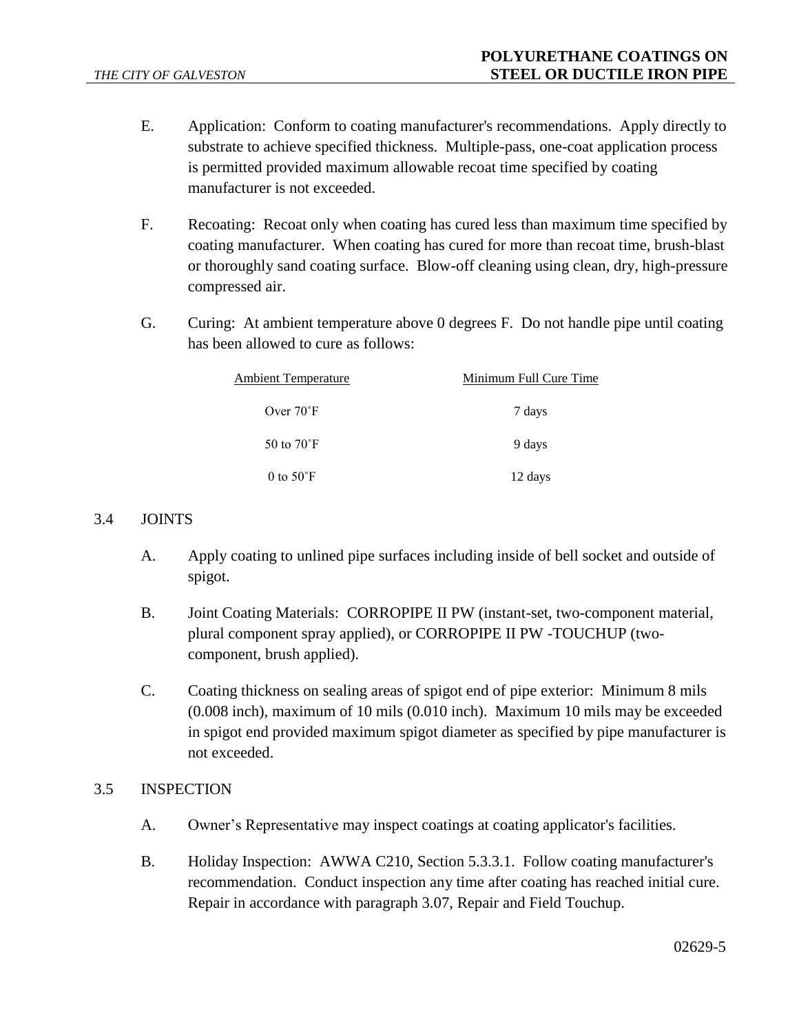E. Application: Conform to coating manufacturer's recommendations. Apply directly to substrate to achieve specified thickness. Multiple-pass, one-coat application process is permitted provided maximum allowable recoat time specified by coating manufacturer is not exceeded.

F. Recoating: Recoat only when coating has cured less than maximum time specified by coating manufacturer. When coating has cured for more than recoat time, brush-blast or thoroughly sand coating surface. Blow-off cleaning using clean, dry, high-pressure compressed air.

G. Curing: At ambient temperature above 0 degrees F. Do not handle pipe until coating has been allowed to cure as follows:

| Ambient Temperature | Minimum Full Cure Time |
|---|---|
| Over 70˚F | 7 days |
| 50 to 70˚F | 9 days |
| 0 to 50˚F | 12 days |

## 3.4 JOINTS

A. Apply coating to unlined pipe surfaces including inside of bell socket and outside of spigot.

B. Joint Coating Materials: CORROPIPE II PW (instant-set, two-component material, plural component spray applied), or CORROPIPE II PW -TOUCHUP (two-component, brush applied).

C. Coating thickness on sealing areas of spigot end of pipe exterior: Minimum 8 mils (0.008 inch), maximum of 10 mils (0.010 inch). Maximum 10 mils may be exceeded in spigot end provided maximum spigot diameter as specified by pipe manufacturer is not exceeded.

## 3.5 INSPECTION

A. Owner's Representative may inspect coatings at coating applicator's facilities.

B. Holiday Inspection: AWWA C210, Section 5.3.3.1. Follow coating manufacturer's recommendation. Conduct inspection any time after coating has reached initial cure. Repair in accordance with paragraph 3.07, Repair and Field Touchup.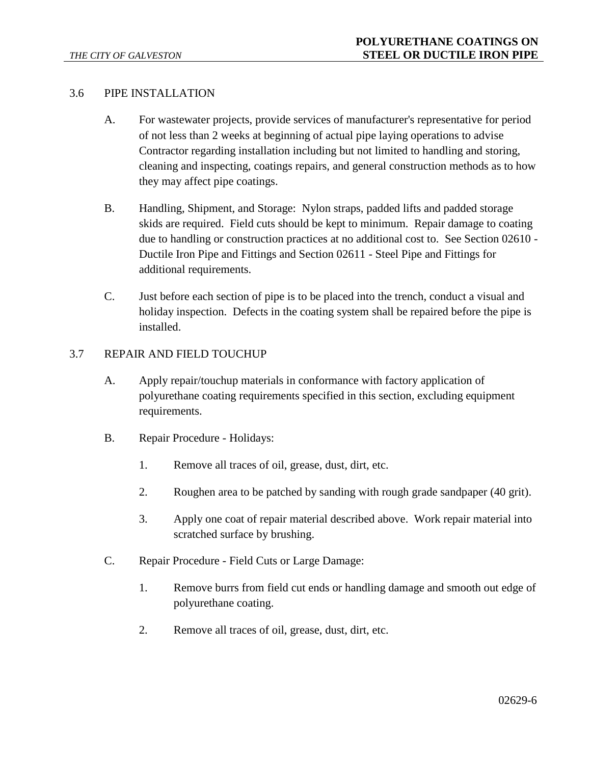## 3.6 PIPE INSTALLATION

A. For wastewater projects, provide services of manufacturer's representative for period of not less than 2 weeks at beginning of actual pipe laying operations to advise Contractor regarding installation including but not limited to handling and storing, cleaning and inspecting, coatings repairs, and general construction methods as to how they may affect pipe coatings.

B. Handling, Shipment, and Storage: Nylon straps, padded lifts and padded storage skids are required. Field cuts should be kept to minimum. Repair damage to coating due to handling or construction practices at no additional cost to. See Section 02610 - Ductile Iron Pipe and Fittings and Section 02611 - Steel Pipe and Fittings for additional requirements.

C. Just before each section of pipe is to be placed into the trench, conduct a visual and holiday inspection. Defects in the coating system shall be repaired before the pipe is installed.

## 3.7 REPAIR AND FIELD TOUCHUP

A. Apply repair/touchup materials in conformance with factory application of polyurethane coating requirements specified in this section, excluding equipment requirements.

B. Repair Procedure - Holidays:

1. Remove all traces of oil, grease, dust, dirt, etc.

2. Roughen area to be patched by sanding with rough grade sandpaper (40 grit).

3. Apply one coat of repair material described above. Work repair material into scratched surface by brushing.

C. Repair Procedure - Field Cuts or Large Damage:

1. Remove burrs from field cut ends or handling damage and smooth out edge of polyurethane coating.

2. Remove all traces of oil, grease, dust, dirt, etc.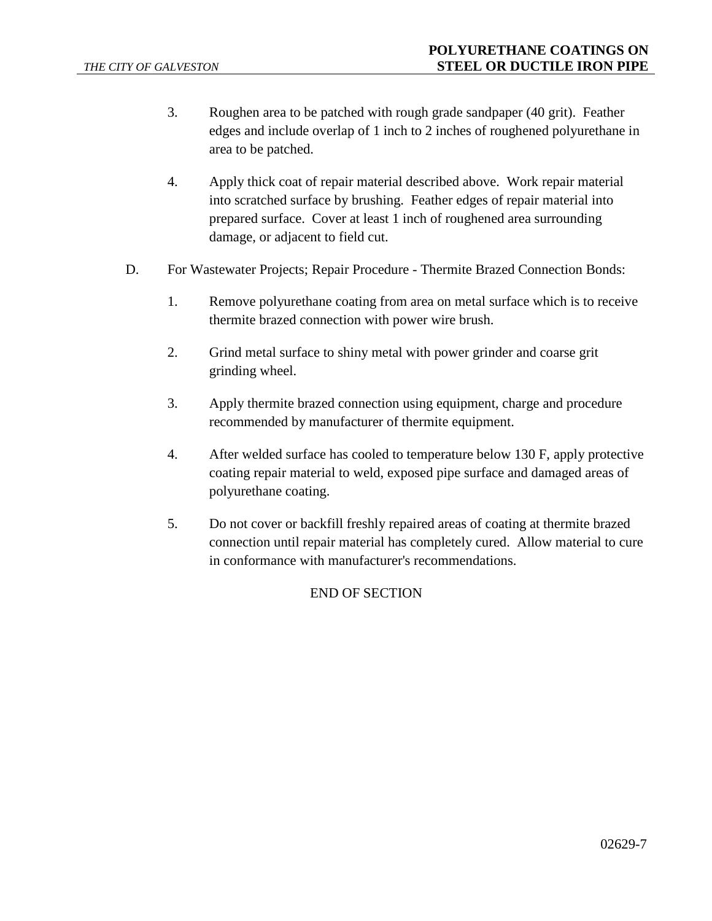3. Roughen area to be patched with rough grade sandpaper (40 grit). Feather edges and include overlap of 1 inch to 2 inches of roughened polyurethane in area to be patched.

4. Apply thick coat of repair material described above. Work repair material into scratched surface by brushing. Feather edges of repair material into prepared surface. Cover at least 1 inch of roughened area surrounding damage, or adjacent to field cut.

D. For Wastewater Projects; Repair Procedure - Thermite Brazed Connection Bonds:

1. Remove polyurethane coating from area on metal surface which is to receive thermite brazed connection with power wire brush.

2. Grind metal surface to shiny metal with power grinder and coarse grit grinding wheel.

3. Apply thermite brazed connection using equipment, charge and procedure recommended by manufacturer of thermite equipment.

4. After welded surface has cooled to temperature below 130 F, apply protective coating repair material to weld, exposed pipe surface and damaged areas of polyurethane coating.

5. Do not cover or backfill freshly repaired areas of coating at thermite brazed connection until repair material has completely cured. Allow material to cure in conformance with manufacturer's recommendations.

END OF SECTION